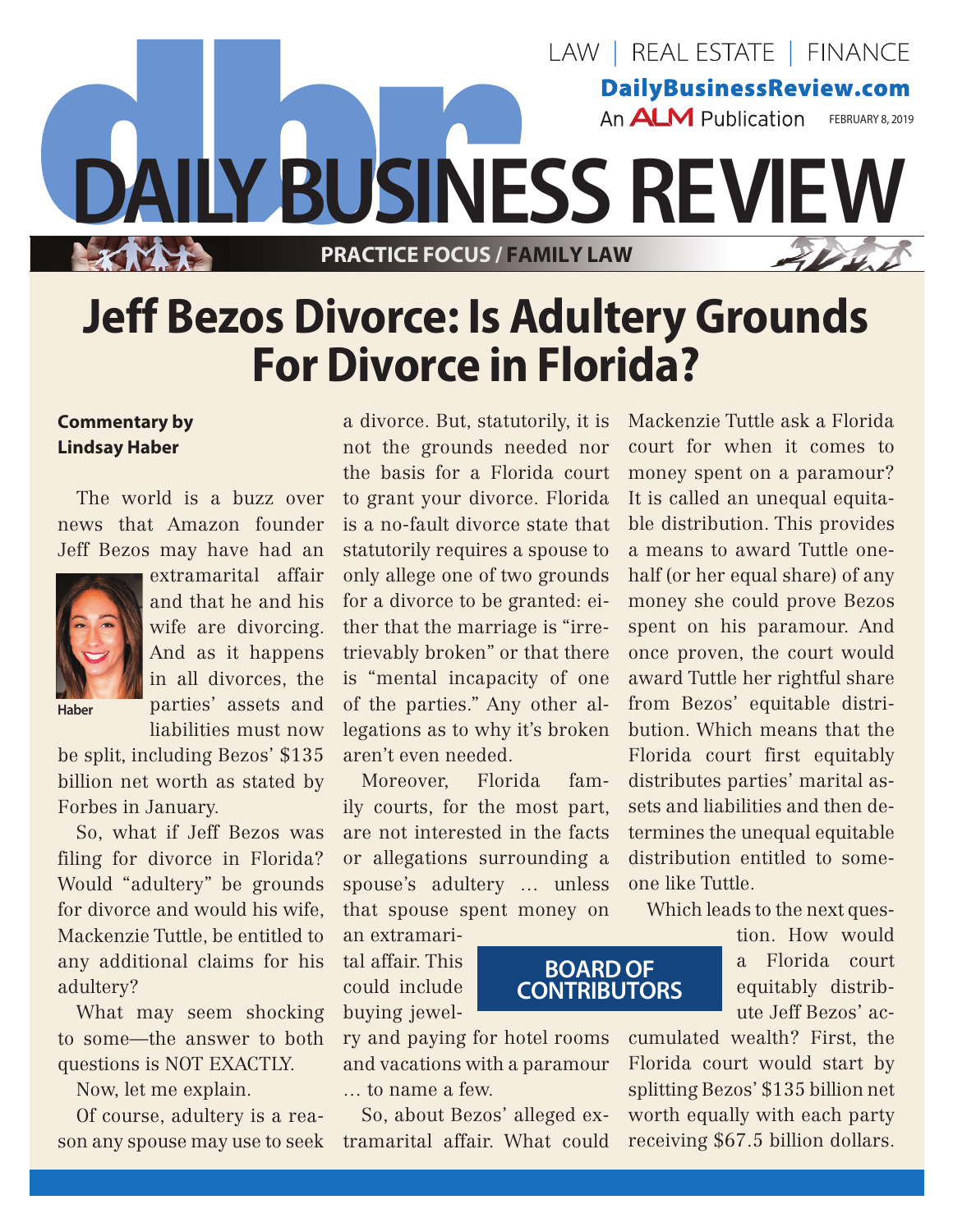# Jeff Bezos Divorce: Is Adultery Grounds For Divorce in Florida?

**Commentary by Lindsay Haber**

The world is a buzz over news that Amazon founder Jeff Bezos may have had an extramarital affair and that he and his wife are divorcing. And as it happens in all divorces, the parties' assets and liabilities must now be split, including Bezos' $135 billion net worth as stated by Forbes in January.

Haber

So, what if Jeff Bezos was filing for divorce in Florida? Would "adultery" be grounds for divorce and would his wife, Mackenzie Tuttle, be entitled to any additional claims for his adultery?

What may seem shocking to some—the answer to both questions is NOT EXACTLY.

Now, let me explain.

Of course, adultery is a reason any spouse may use to seek a divorce. But, statutorily, it is not the grounds needed nor the basis for a Florida court to grant your divorce. Florida is a no-fault divorce state that statutorily requires a spouse to only allege one of two grounds for a divorce to be granted: either that the marriage is "irretrievably broken" or that there is "mental incapacity of one of the parties." Any other allegations as to why it's broken aren't even needed.

Moreover, Florida family courts, for the most part, are not interested in the facts or allegations surrounding a spouse's adultery … unless that spouse spent money on an extramarital affair. This could include buying jewelry and paying for hotel rooms and vacations with a paramour … to name a few.

So, about Bezos' alleged extramarital affair. What could Mackenzie Tuttle ask a Florida court for when it comes to money spent on a paramour? It is called an unequal equitable distribution. This provides a means to award Tuttle one-half (or her equal share) of any money she could prove Bezos spent on his paramour. And once proven, the court would award Tuttle her rightful share from Bezos' equitable distribution. Which means that the Florida court first equitably distributes parties' marital assets and liabilities and then determines the unequal equitable distribution entitled to someone like Tuttle.

Which leads to the next question. How would a Florida court equitably distribute Jeff Bezos' accumulated wealth? First, the Florida court would start by splitting Bezos' $135 billion net worth equally with each party receiving $67.5 billion dollars.

**BOARD OF CONTRIBUTORS**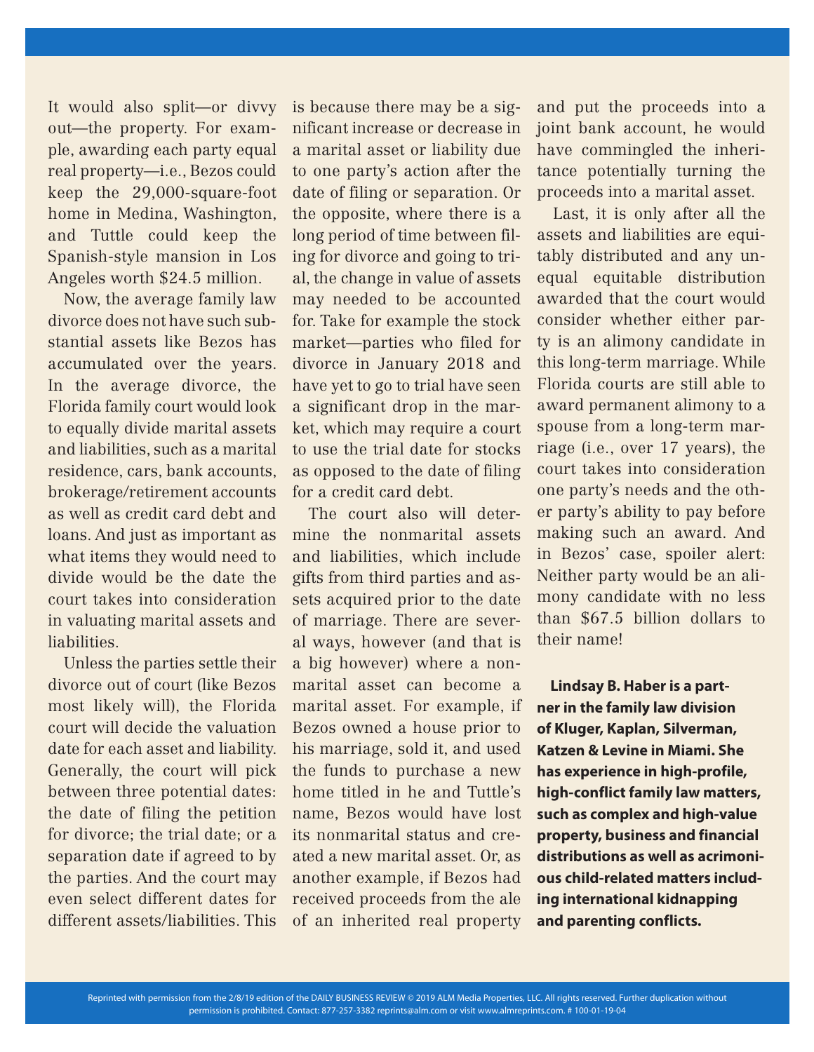It would also split—or divvy out—the property. For example, awarding each party equal real property—i.e., Bezos could keep the 29,000-square-foot home in Medina, Washington, and Tuttle could keep the Spanish-style mansion in Los Angeles worth $24.5 million.

Now, the average family law divorce does not have such substantial assets like Bezos has accumulated over the years. In the average divorce, the Florida family court would look to equally divide marital assets and liabilities, such as a marital residence, cars, bank accounts, brokerage/retirement accounts as well as credit card debt and loans. And just as important as what items they would need to divide would be the date the court takes into consideration in valuating marital assets and liabilities.

Unless the parties settle their divorce out of court (like Bezos most likely will), the Florida court will decide the valuation date for each asset and liability. Generally, the court will pick between three potential dates: the date of filing the petition for divorce; the trial date; or a separation date if agreed to by the parties. And the court may even select different dates for different assets/liabilities. This is because there may be a significant increase or decrease in a marital asset or liability due to one party's action after the date of filing or separation. Or the opposite, where there is a long period of time between filing for divorce and going to trial, the change in value of assets may needed to be accounted for. Take for example the stock market—parties who filed for divorce in January 2018 and have yet to go to trial have seen a significant drop in the market, which may require a court to use the trial date for stocks as opposed to the date of filing for a credit card debt.

The court also will determine the nonmarital assets and liabilities, which include gifts from third parties and assets acquired prior to the date of marriage. There are several ways, however (and that is a big however) where a nonmarital asset can become a marital asset. For example, if Bezos owned a house prior to his marriage, sold it, and used the funds to purchase a new home titled in he and Tuttle's name, Bezos would have lost its nonmarital status and created a new marital asset. Or, as another example, if Bezos had received proceeds from the ale of an inherited real property and put the proceeds into a joint bank account, he would have commingled the inheritance potentially turning the proceeds into a marital asset.

Last, it is only after all the assets and liabilities are equitably distributed and any unequal equitable distribution awarded that the court would consider whether either party is an alimony candidate in this long-term marriage. While Florida courts are still able to award permanent alimony to a spouse from a long-term marriage (i.e., over 17 years), the court takes into consideration one party's needs and the other party's ability to pay before making such an award. And in Bezos' case, spoiler alert: Neither party would be an alimony candidate with no less than $67.5 billion dollars to their name!

**Lindsay B. Haber is a partner in the family law division of Kluger, Kaplan, Silverman, Katzen & Levine in Miami. She has experience in high-profile, high-conflict family law matters, such as complex and high-value property, business and financial distributions as well as acrimonious child-related matters including international kidnapping and parenting conflicts.**

Reprinted with permission from the 2/8/19 edition of the DAILY BUSINESS REVIEW © 2019 ALM Media Properties, LLC. All rights reserved. Further duplication without permission is prohibited. Contact: 877-257-3382 reprints@alm.com or visit www.almreprints.com. # 100-01-19-04